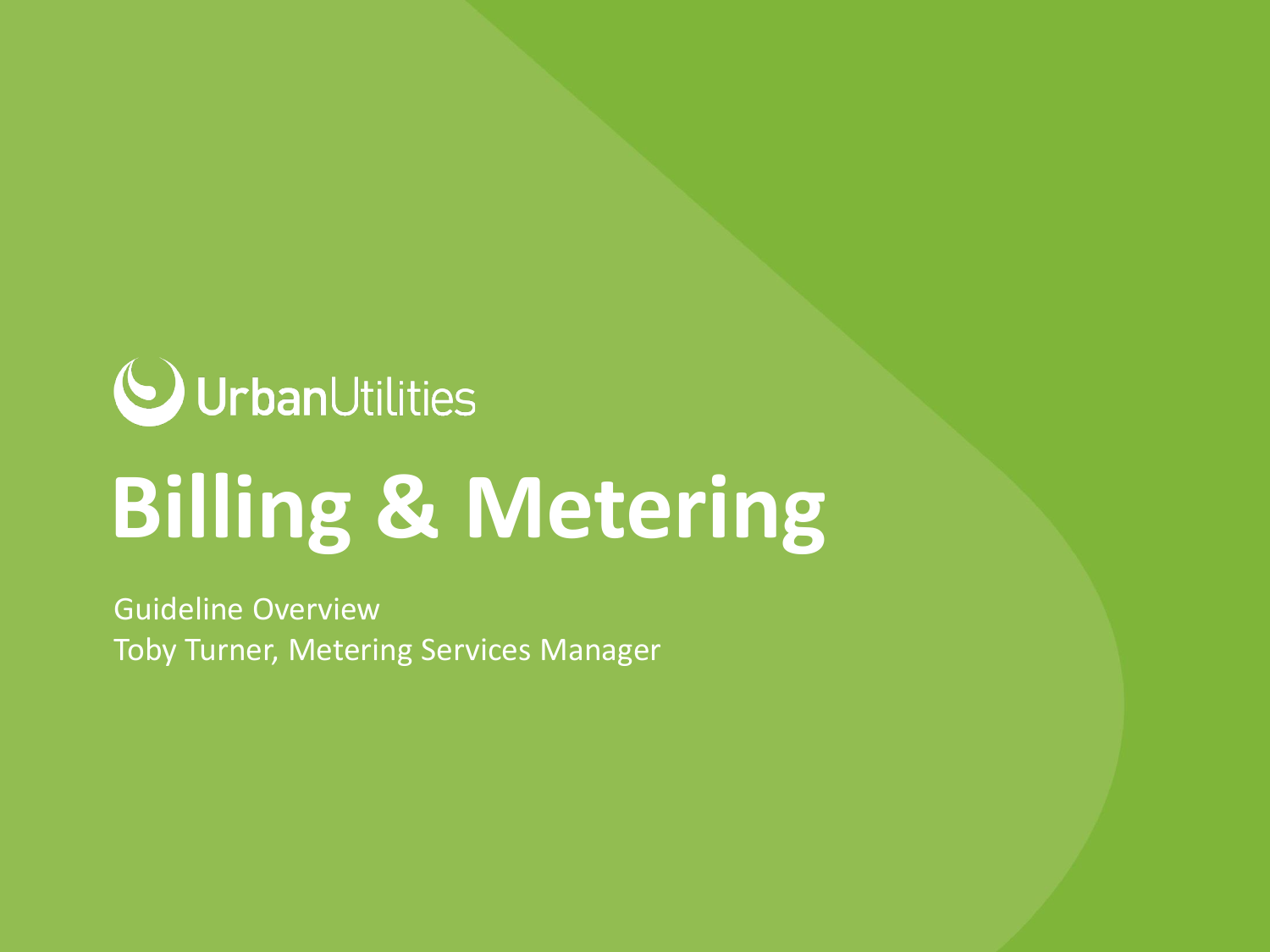UrbanUtilities

# Billing & Metering

Guideline Overview

Toby Turner, Metering Services Manager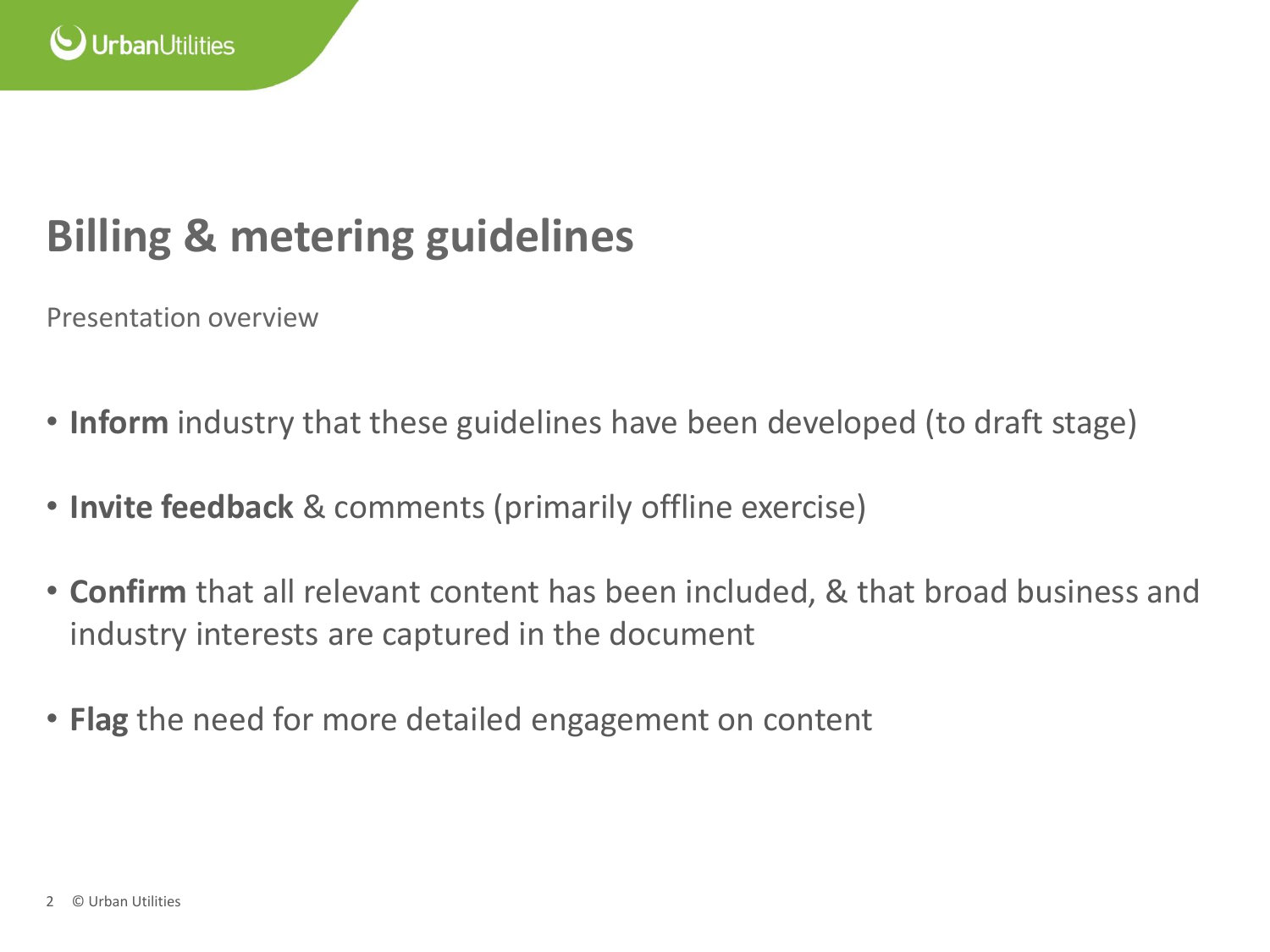# Billing & metering guidelines

Presentation overview

- **Inform** industry that these guidelines have been developed (to draft stage)
- **Invite feedback** & comments (primarily offline exercise)
- **Confirm** that all relevant content has been included, & that broad business and industry interests are captured in the document
- **Flag** the need for more detailed engagement on content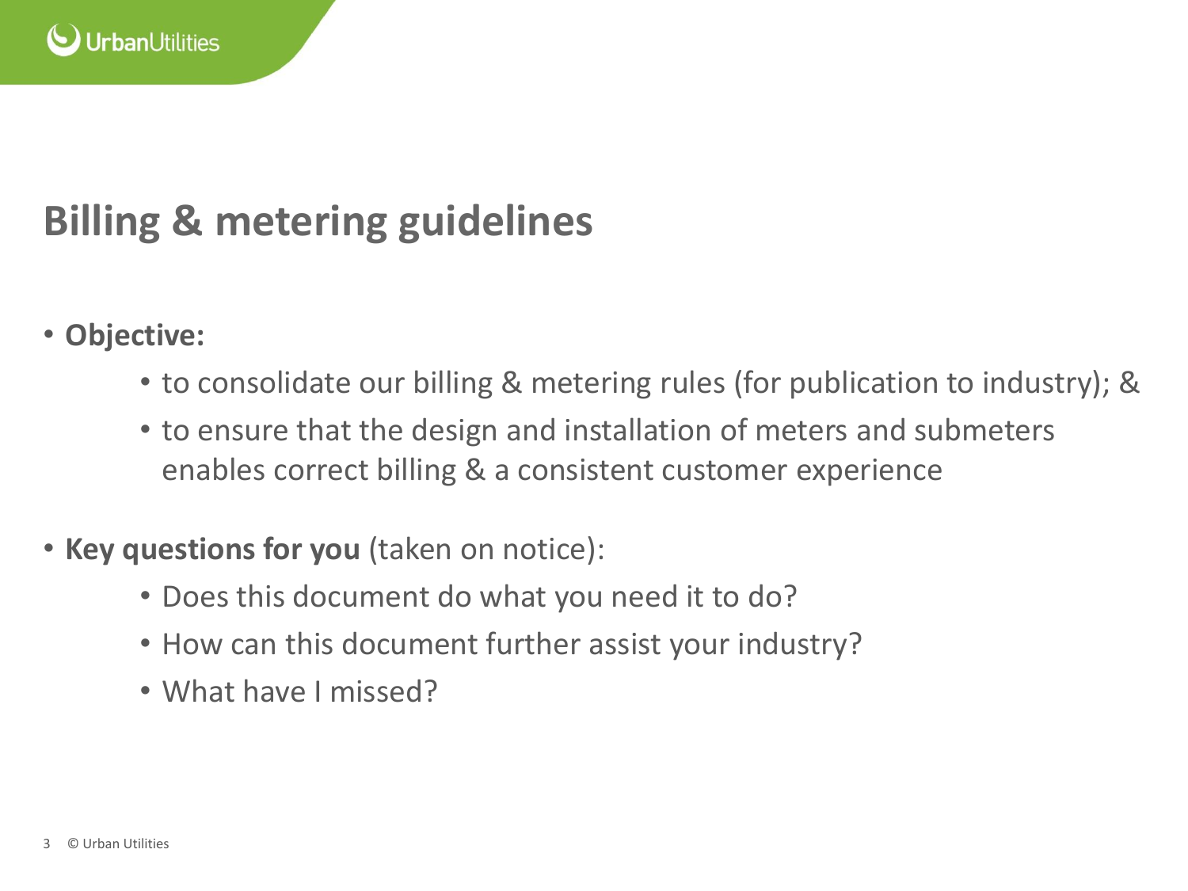# Billing & metering guidelines

- **Objective:**
  - to consolidate our billing & metering rules (for publication to industry); &
  - to ensure that the design and installation of meters and submeters enables correct billing & a consistent customer experience

- **Key questions for you** (taken on notice):
  - Does this document do what you need it to do?
  - How can this document further assist your industry?
  - What have I missed?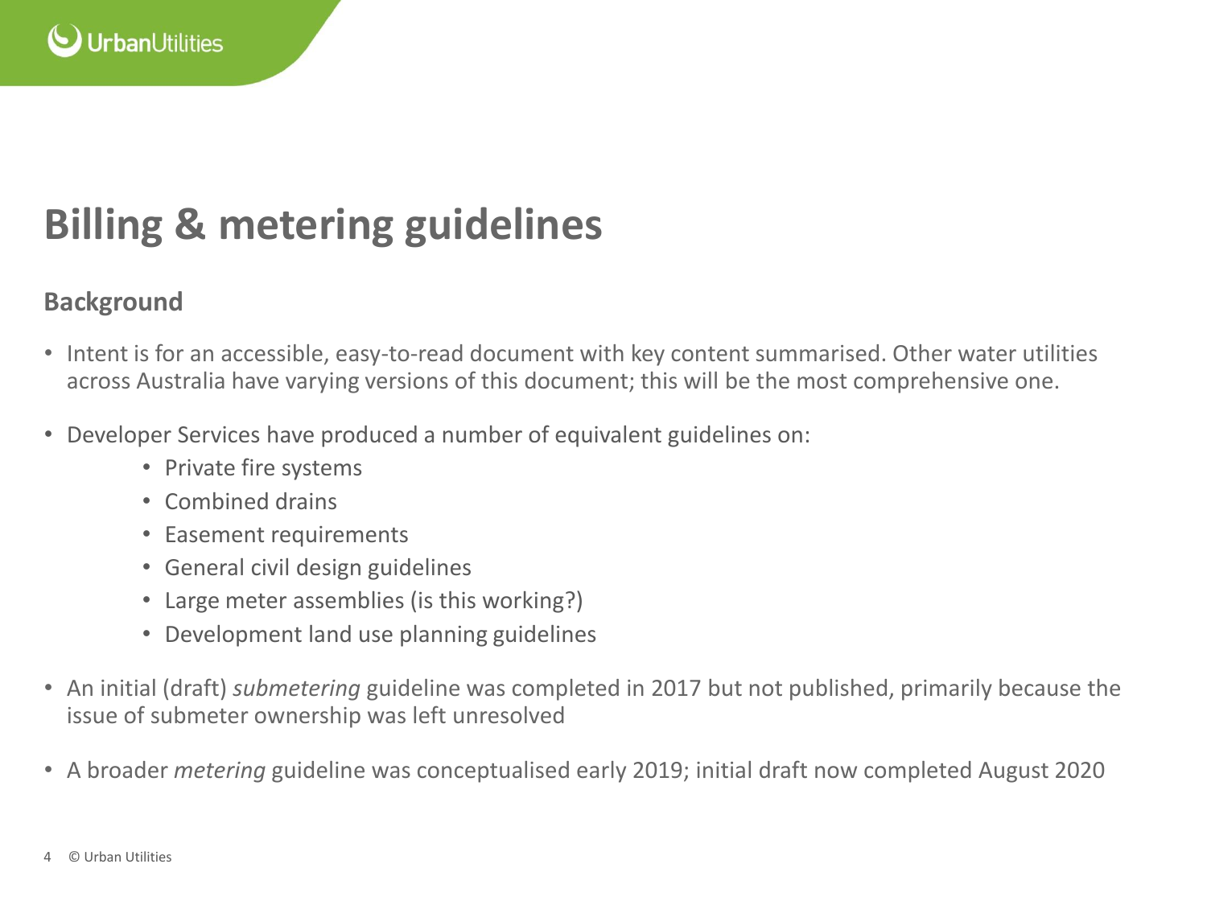# Billing & metering guidelines

## Background

- Intent is for an accessible, easy-to-read document with key content summarised. Other water utilities across Australia have varying versions of this document; this will be the most comprehensive one.
- Developer Services have produced a number of equivalent guidelines on:
  - Private fire systems
  - Combined drains
  - Easement requirements
  - General civil design guidelines
  - Large meter assemblies (is this working?)
  - Development land use planning guidelines
- An initial (draft) *submetering* guideline was completed in 2017 but not published, primarily because the issue of submeter ownership was left unresolved
- A broader *metering* guideline was conceptualised early 2019; initial draft now completed August 2020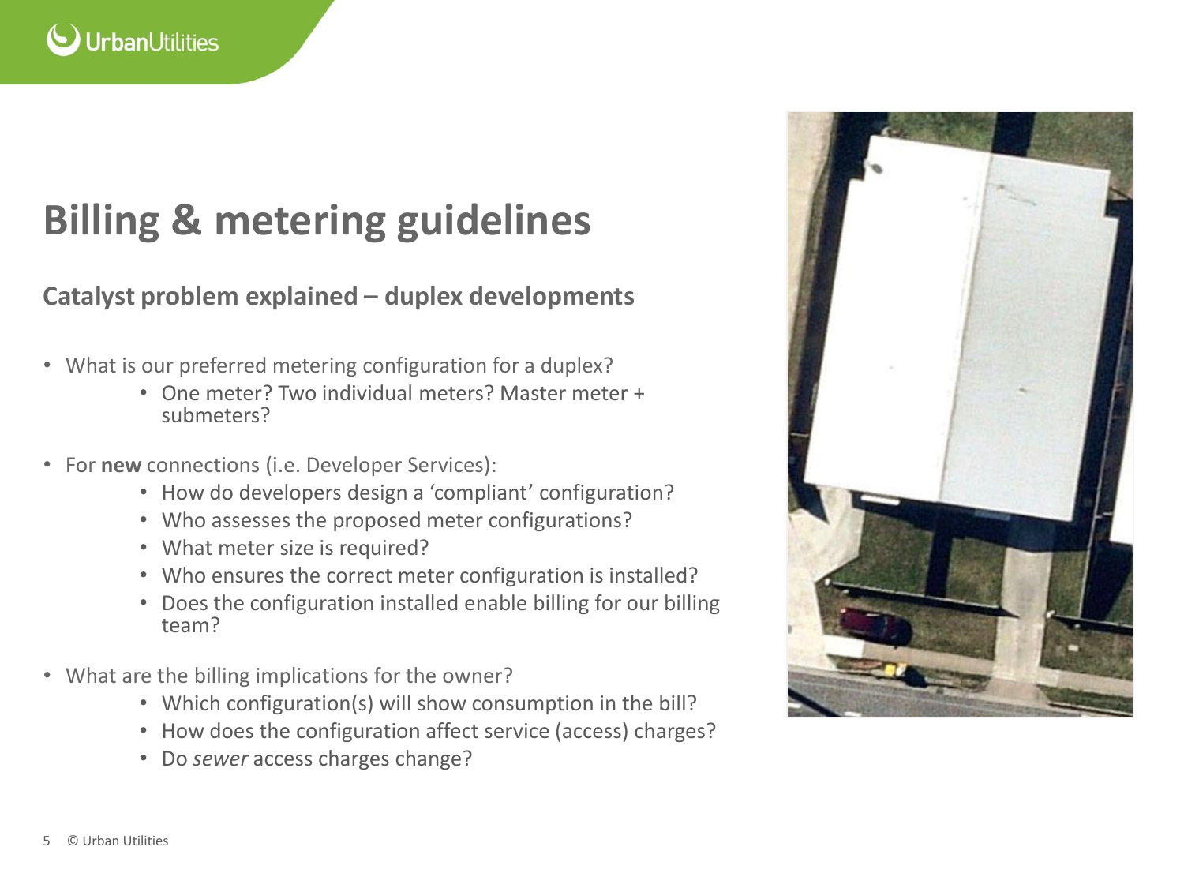# Billing & metering guidelines

## Catalyst problem explained – duplex developments

- What is our preferred metering configuration for a duplex?
  - One meter? Two individual meters? Master meter + submeters?
- For **new** connections (i.e. Developer Services):
  - How do developers design a 'compliant' configuration?
  - Who assesses the proposed meter configurations?
  - What meter size is required?
  - Who ensures the correct meter configuration is installed?
  - Does the configuration installed enable billing for our billing team?
- What are the billing implications for the owner?
  - Which configuration(s) will show consumption in the bill?
  - How does the configuration affect service (access) charges?
  - Do *sewer* access charges change?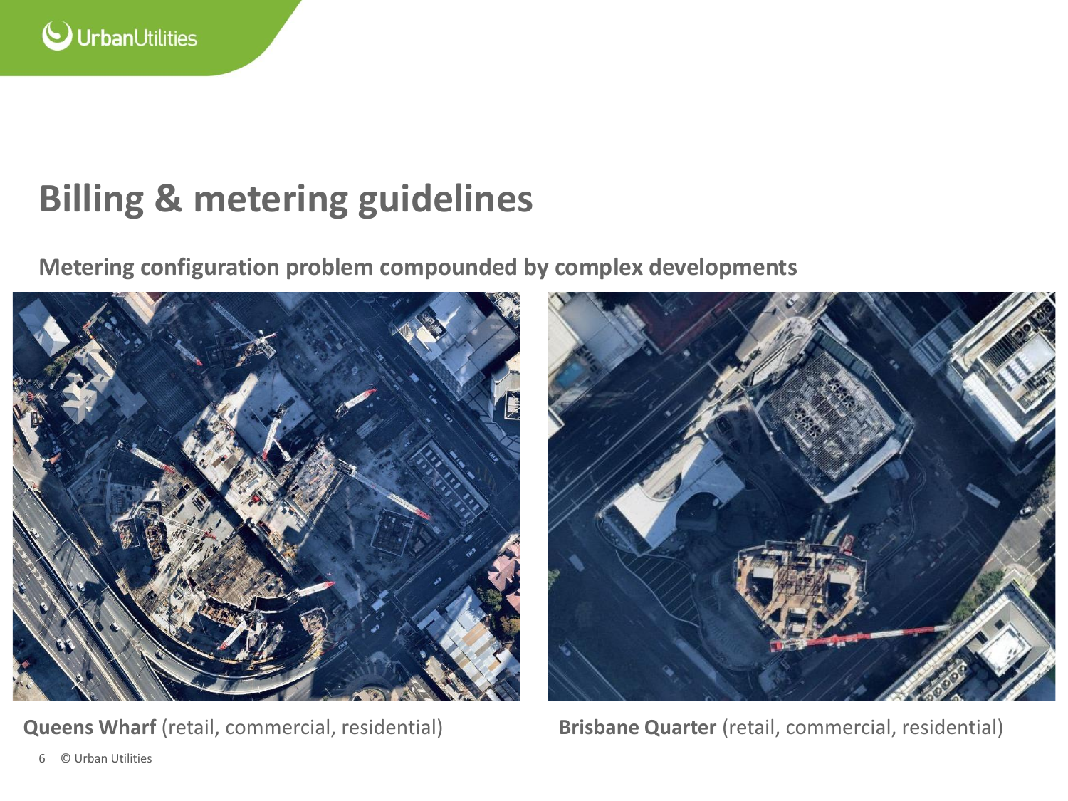# Billing & metering guidelines

## Metering configuration problem compounded by complex developments

**Queens Wharf** (retail, commercial, residential)

**Brisbane Quarter** (retail, commercial, residential)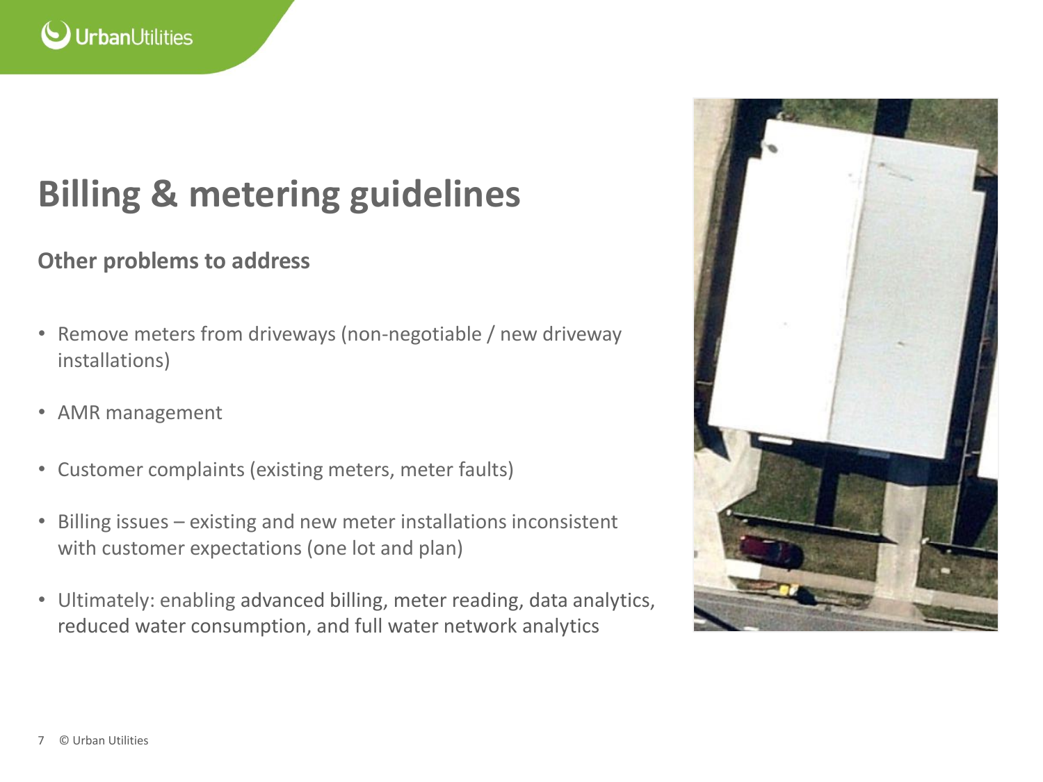# Billing & metering guidelines

## Other problems to address

- Remove meters from driveways (non-negotiable / new driveway installations)
- AMR management
- Customer complaints (existing meters, meter faults)
- Billing issues – existing and new meter installations inconsistent with customer expectations (one lot and plan)
- Ultimately: enabling advanced billing, meter reading, data analytics, reduced water consumption, and full water network analytics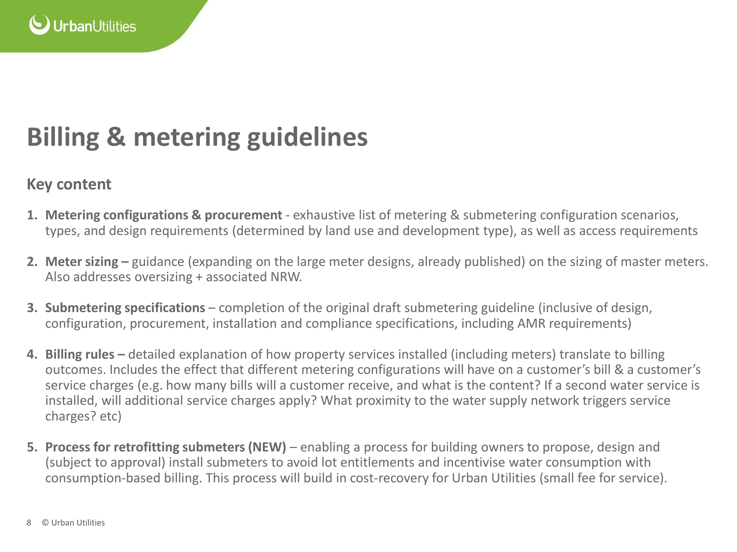# Billing & metering guidelines

## Key content

1. **Metering configurations & procurement** - exhaustive list of metering & submetering configuration scenarios, types, and design requirements (determined by land use and development type), as well as access requirements

2. **Meter sizing –** guidance (expanding on the large meter designs, already published) on the sizing of master meters. Also addresses oversizing + associated NRW.

3. **Submetering specifications** – completion of the original draft submetering guideline (inclusive of design, configuration, procurement, installation and compliance specifications, including AMR requirements)

4. **Billing rules –** detailed explanation of how property services installed (including meters) translate to billing outcomes. Includes the effect that different metering configurations will have on a customer's bill & a customer's service charges (e.g. how many bills will a customer receive, and what is the content? If a second water service is installed, will additional service charges apply? What proximity to the water supply network triggers service charges? etc)

5. **Process for retrofitting submeters (NEW)** – enabling a process for building owners to propose, design and (subject to approval) install submeters to avoid lot entitlements and incentivise water consumption with consumption-based billing. This process will build in cost-recovery for Urban Utilities (small fee for service).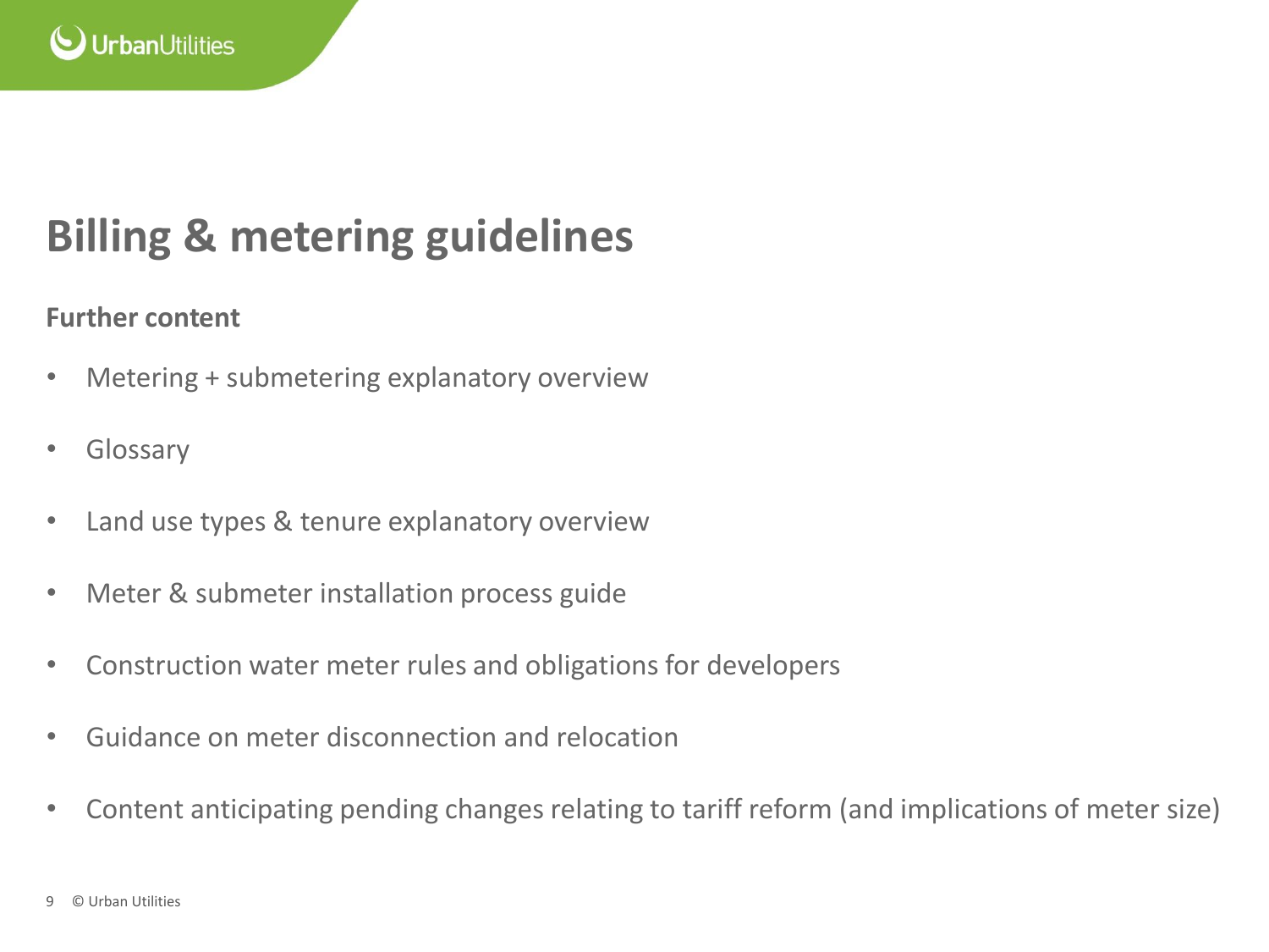# Billing & metering guidelines

**Further content**

- Metering + submetering explanatory overview
- Glossary
- Land use types & tenure explanatory overview
- Meter & submeter installation process guide
- Construction water meter rules and obligations for developers
- Guidance on meter disconnection and relocation
- Content anticipating pending changes relating to tariff reform (and implications of meter size)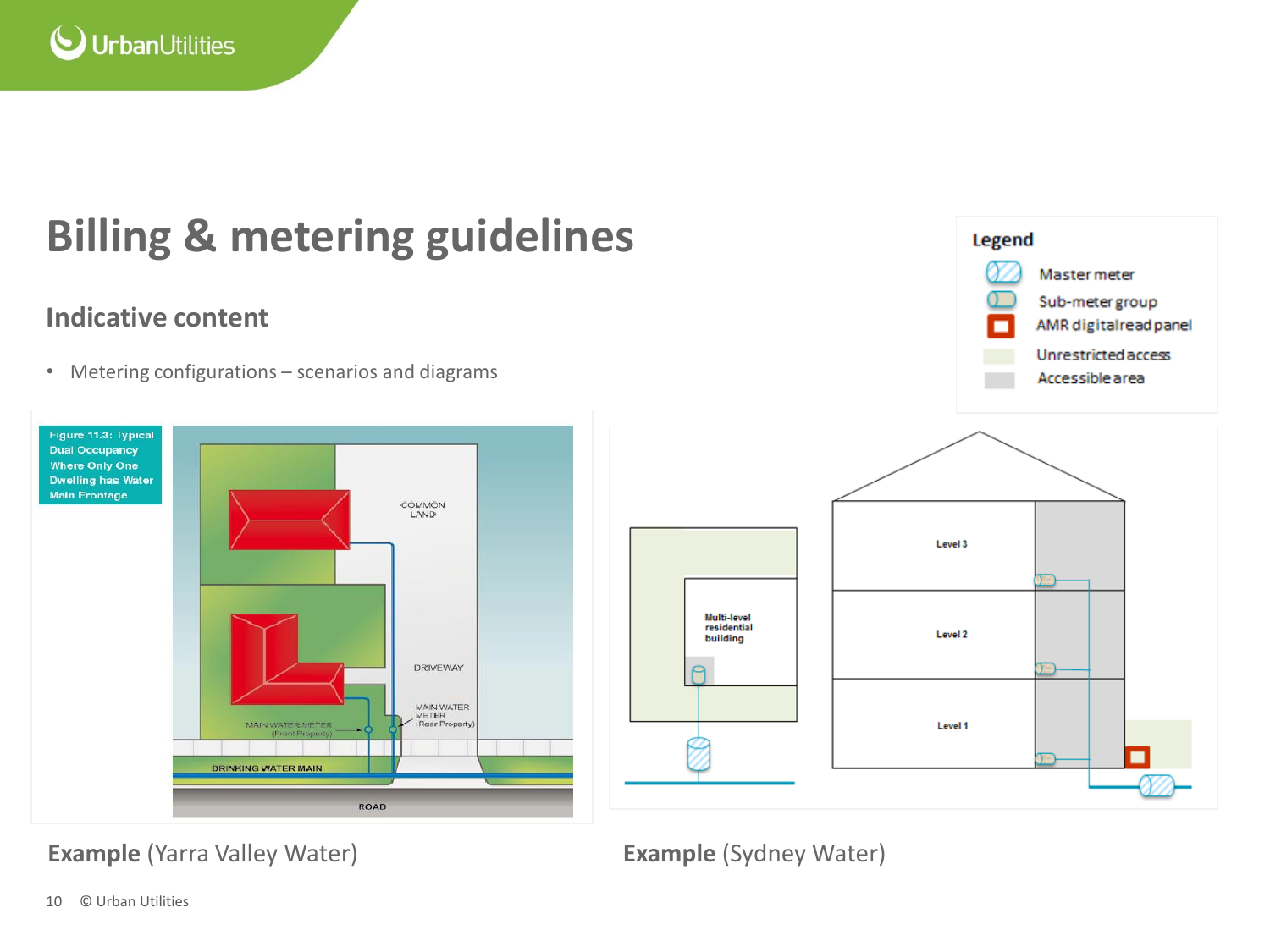# Billing & metering guidelines

## Indicative content

- Metering configurations – scenarios and diagrams

**Legend**

- Master meter
- Sub-meter group
- AMR digital read panel
- Unrestricted access
- Accessible area

Figure 11.3: Typical Dual Occupancy Where Only One Dwelling has Water Main Frontage

COMMON LAND

DRIVEWAY

MAIN WATER METER (Rear Property)

MAIN WATER METER (Front Property)

DRINKING WATER MAIN

ROAD

**Example** (Yarra Valley Water)

Multi-level residential building

Level 3

Level 2

Level 1

**Example** (Sydney Water)

© Urban Utilities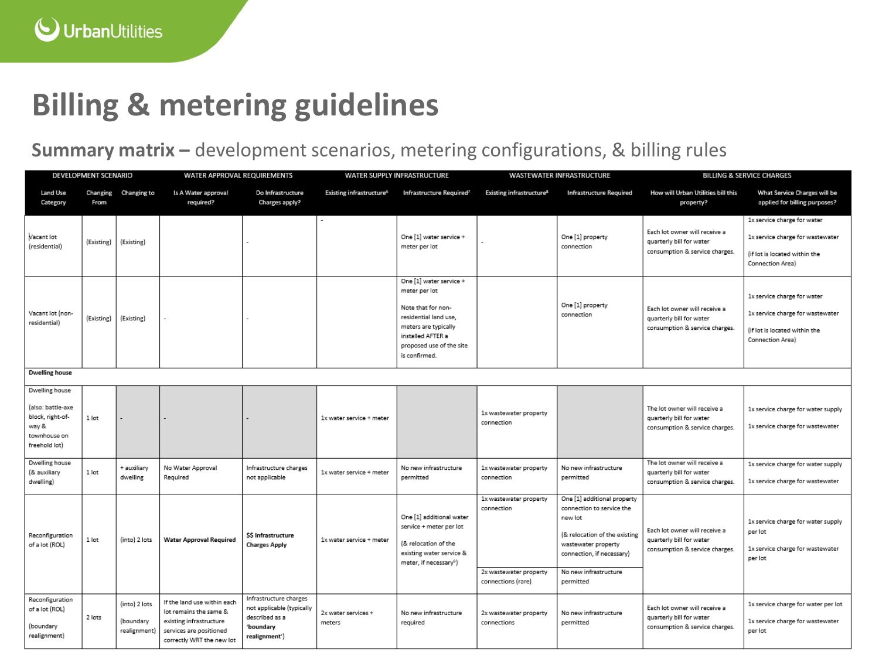# Billing & metering guidelines

## Summary matrix – development scenarios, metering configurations, & billing rules

| DEVELOPMENT SCENARIO | | | WATER APPROVAL REQUIREMENTS | | WATER SUPPLY INFRASTRUCTURE | | WASTEWATER INFRASTRUCTURE | | BILLING & SERVICE CHARGES | |
|---|---|---|---|---|---|---|---|---|---|---|
| Land Use Category | Changing From | Changing to | Is A Water approval required? | Do Infrastructure Charges apply? | Existing infrastructure[6] | Infrastructure Required[7] | Existing infrastructure[8] | Infrastructure Required | How will Urban Utilities bill this property? | What Service Charges will be applied for billing purposes? |
| Vacant lot (residential) | (Existing) | (Existing) | | - | - | One [1] water service + meter per lot | - | One [1] property connection | Each lot owner will receive a quarterly bill for water consumption & service charges. | 1x service charge for water<br>1x service charge for wastewater<br>(if lot is located within the Connection Area) |
| Vacant lot (non-residential) | (Existing) | (Existing) | - | - | | One [1] water service + meter per lot<br>Note that for non-residential land use, meters are typically installed AFTER a proposed use of the site is confirmed. | | One [1] property connection | Each lot owner will receive a quarterly bill for water consumption & service charges. | 1x service charge for water<br>1x service charge for wastewater<br>(if lot is located within the Connection Area) |
| **Dwelling house** | | | | | | | | | | |
| Dwelling house<br>(also: battle-axe block, right-of-way & townhouse on freehold lot) | 1 lot | - | - | - | 1x water service + meter | | 1x wastewater property connection | | The lot owner will receive a quarterly bill for water consumption & service charges. | 1x service charge for water supply<br>1x service charge for wastewater |
| Dwelling house (& auxiliary dwelling) | 1 lot | + auxiliary dwelling | No Water Approval Required | Infrastructure charges not applicable | 1x water service + meter | No new infrastructure permitted | 1x wastewater property connection | No new infrastructure permitted | The lot owner will receive a quarterly bill for water consumption & service charges. | 1x service charge for water supply<br>1x service charge for wastewater |
| Reconfiguration of a lot (ROL) | 1 lot | (into) 2 lots | **Water Approval Required** | **$$ Infrastructure Charges Apply** | 1x water service + meter | One [1] additional water service + meter per lot<br>(& relocation of the existing water service & meter, if necessary[9]) | 1x wastewater property connection | One [1] additional property connection to service the new lot<br>(& relocation of the existing wastewater property connection, if necessary) | Each lot owner will receive a quarterly bill for water consumption & service charges. | 1x service charge for water supply per lot<br>1x service charge for wastewater per lot |
| | | | | | | | 2x wastewater property connections (rare) | No new infrastructure permitted | | |
| Reconfiguration of a lot (ROL)<br>(boundary realignment) | 2 lots | (into) 2 lots<br>(boundary realignment) | If the land use within each lot remains the same & existing infrastructure services are positioned correctly WRT the new lot | Infrastructure charges not applicable (typically described as a **'boundary realignment'**) | 2x water services + meters | No new infrastructure required | 2x wastewater property connections | No new infrastructure permitted | Each lot owner will receive a quarterly bill for water consumption & service charges. | 1x service charge for water per lot<br>1x service charge for wastewater per lot |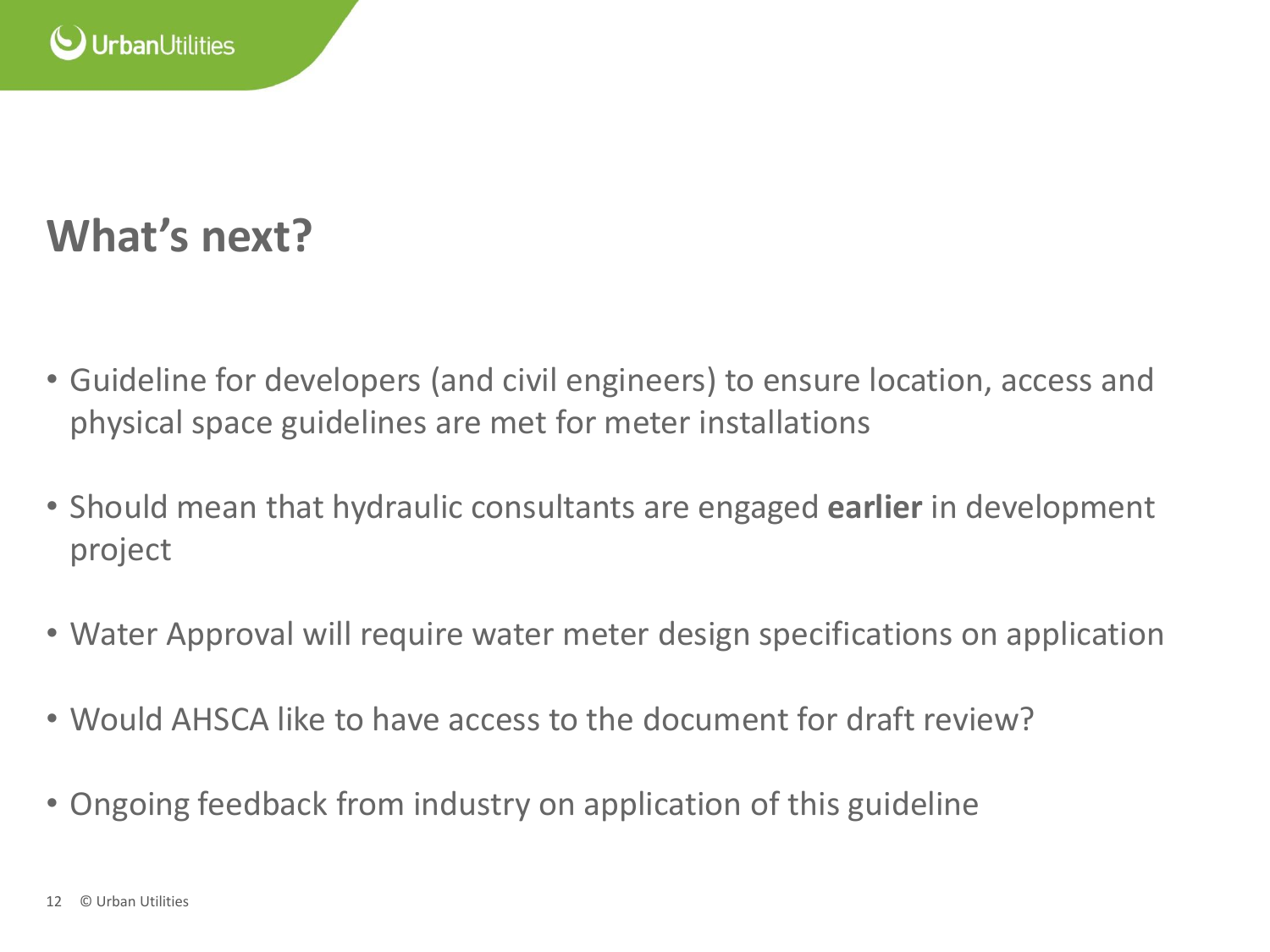# What's next?

- Guideline for developers (and civil engineers) to ensure location, access and physical space guidelines are met for meter installations
- Should mean that hydraulic consultants are engaged **earlier** in development project
- Water Approval will require water meter design specifications on application
- Would AHSCA like to have access to the document for draft review?
- Ongoing feedback from industry on application of this guideline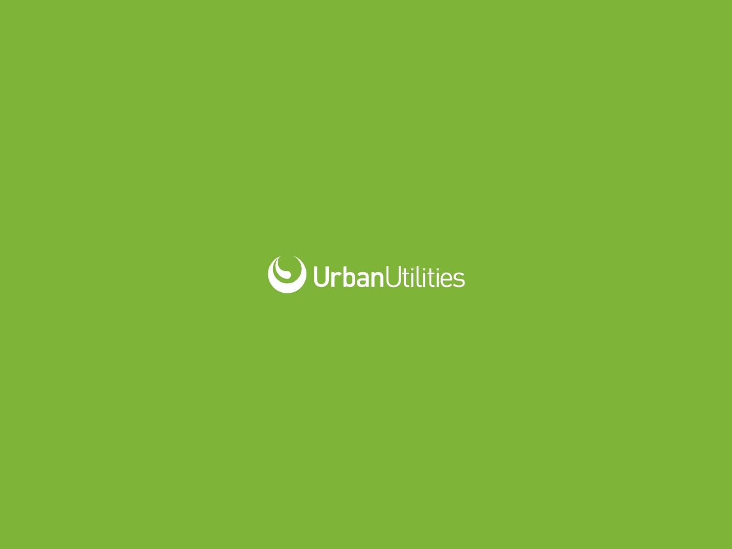UrbanUtilities